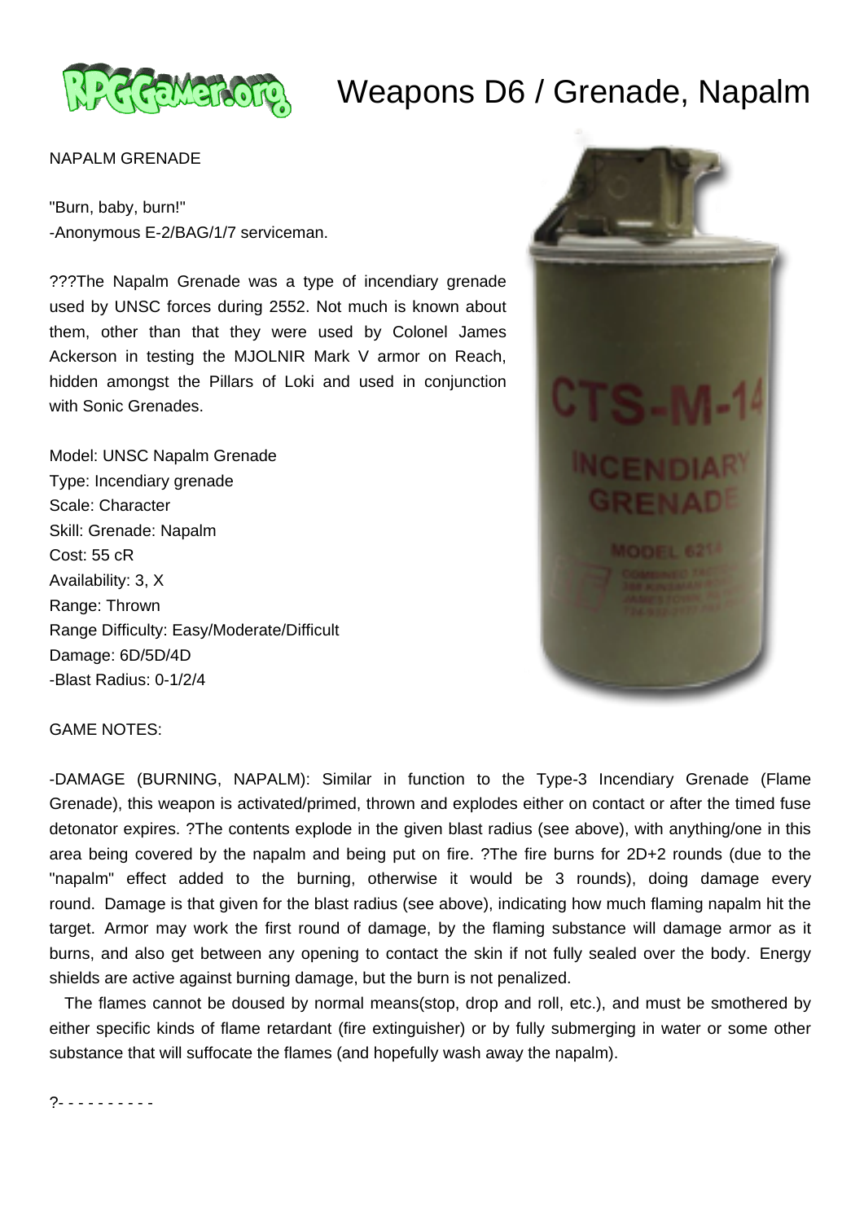# Weapons D6 / Grenade, Napalm

NAPALM GRENADE

"Burn, baby, burn!"
-Anonymous E-2/BAG/1/7 serviceman.

???The Napalm Grenade was a type of incendiary grenade used by UNSC forces during 2552. Not much is known about them, other than that they were used by Colonel James Ackerson in testing the MJOLNIR Mark V armor on Reach, hidden amongst the Pillars of Loki and used in conjunction with Sonic Grenades.

Model: UNSC Napalm Grenade
Type: Incendiary grenade
Scale: Character
Skill: Grenade: Napalm
Cost: 55 cR
Availability: 3, X
Range: Thrown
Range Difficulty: Easy/Moderate/Difficult
Damage: 6D/5D/4D
-Blast Radius: 0-1/2/4

GAME NOTES:

-DAMAGE (BURNING, NAPALM): Similar in function to the Type-3 Incendiary Grenade (Flame Grenade), this weapon is activated/primed, thrown and explodes either on contact or after the timed fuse detonator expires. ?The contents explode in the given blast radius (see above), with anything/one in this area being covered by the napalm and being put on fire. ?The fire burns for 2D+2 rounds (due to the "napalm" effect added to the burning, otherwise it would be 3 rounds), doing damage every round. Damage is that given for the blast radius (see above), indicating how much flaming napalm hit the target. Armor may work the first round of damage, by the flaming substance will damage armor as it burns, and also get between any opening to contact the skin if not fully sealed over the body. Energy shields are active against burning damage, but the burn is not penalized.

The flames cannot be doused by normal means(stop, drop and roll, etc.), and must be smothered by either specific kinds of flame retardant (fire extinguisher) or by fully submerging in water or some other substance that will suffocate the flames (and hopefully wash away the napalm).

?- - - - - - - - - -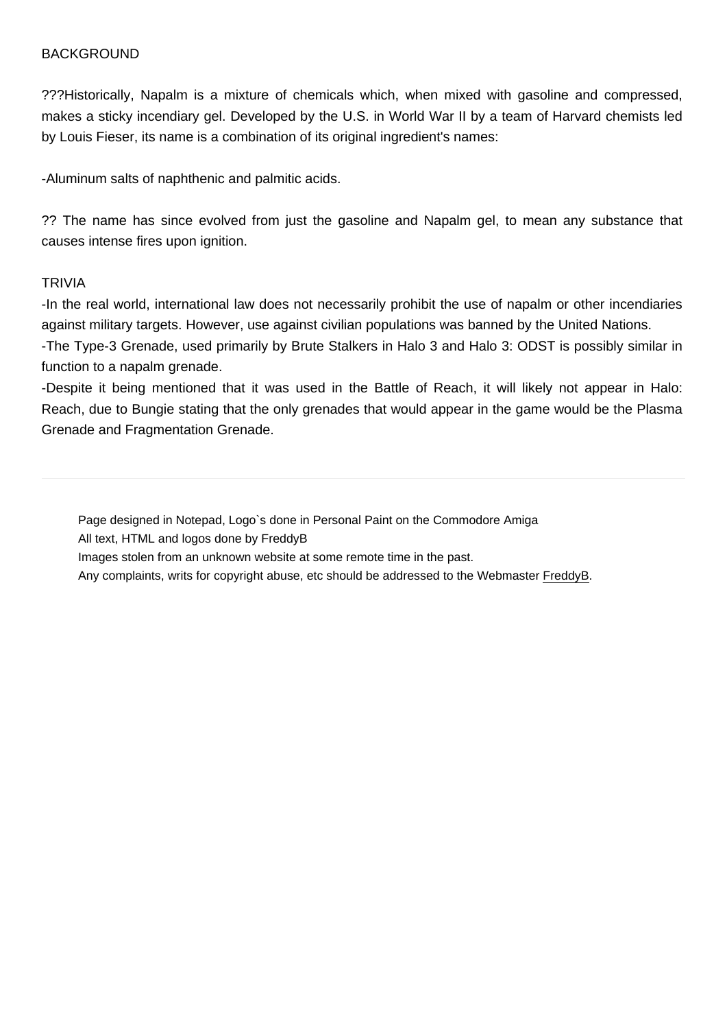BACKGROUND

???Historically, Napalm is a mixture of chemicals which, when mixed with gasoline and compressed, makes a sticky incendiary gel. Developed by the U.S. in World War II by a team of Harvard chemists led by Louis Fieser, its name is a combination of its original ingredient's names:

-Aluminum salts of naphthenic and palmitic acids.

?? The name has since evolved from just the gasoline and Napalm gel, to mean any substance that causes intense fires upon ignition.

TRIVIA

-In the real world, international law does not necessarily prohibit the use of napalm or other incendiaries against military targets. However, use against civilian populations was banned by the United Nations.

-The Type-3 Grenade, used primarily by Brute Stalkers in Halo 3 and Halo 3: ODST is possibly similar in function to a napalm grenade.

-Despite it being mentioned that it was used in the Battle of Reach, it will likely not appear in Halo: Reach, due to Bungie stating that the only grenades that would appear in the game would be the Plasma Grenade and Fragmentation Grenade.

---

Page designed in Notepad, Logo`s done in Personal Paint on the Commodore Amiga
All text, HTML and logos done by FreddyB
Images stolen from an unknown website at some remote time in the past.
Any complaints, writs for copyright abuse, etc should be addressed to the Webmaster FreddyB.